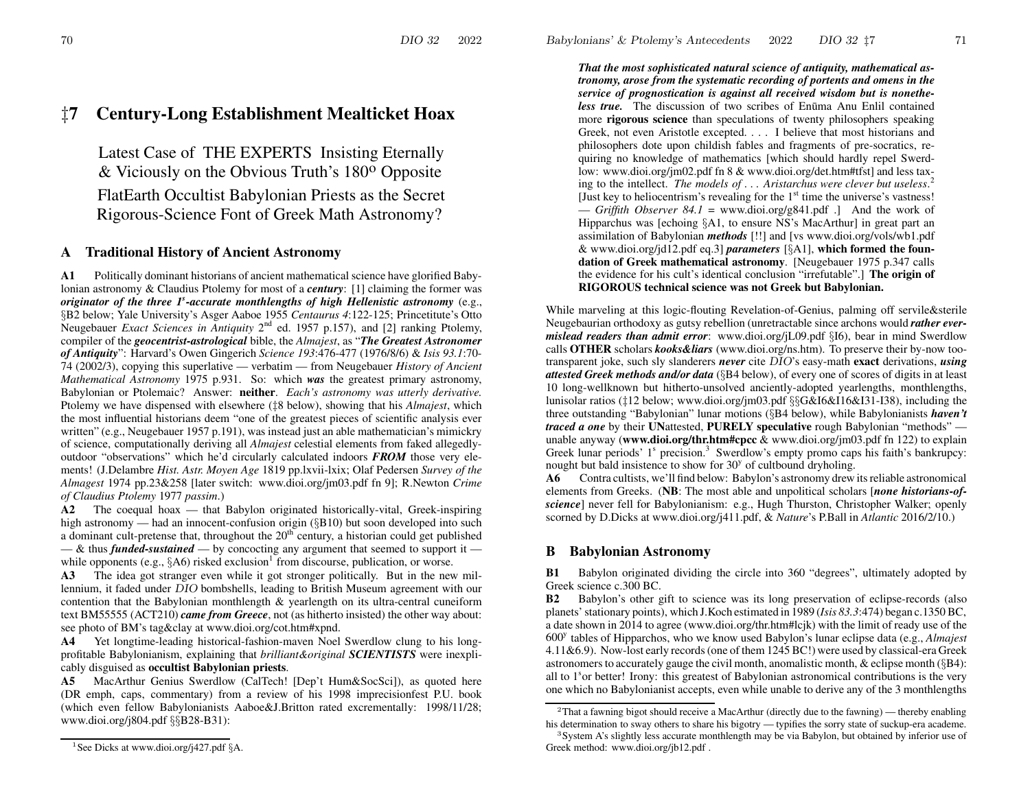# ‡7 Century-Long Establishment Mealticket Hoax

## Latest Case of THE EXPERTS Insisting Eternally & Viciously on the Obvious Truth's 180° Opposite

## FlatEarth Occultist Babylonian Priests as the Secret Rigorous-Science Font of Greek Math Astronomy?

### A Traditional History of Ancient Astronomy

**A1** Politically dominant historians of ancient mathematical science have glorified Babylonian astronomy & Claudius Ptolemy for most of a ***century***: [1] claiming the former was ***originator of the three 1ˢ-accurate monthlengths of high Hellenistic astronomy*** (e.g., §B2 below; Yale University's Asger Aaboe 1955 *Centaurus 4*:122-125; Princetitute's Otto Neugebauer *Exact Sciences in Antiquity* 2nd ed. 1957 p.157), and [2] ranking Ptolemy, compiler of the ***geocentrist-astrological*** bible, the *Almajest*, as "***The Greatest Astronomer of Antiquity***": Harvard's Owen Gingerich *Science 193*:476-477 (1976/8/6) & *Isis 93.1*:70-74 (2002/3), copying this superlative — verbatim — from Neugebauer *History of Ancient Mathematical Astronomy* 1975 p.931. So: which ***was*** the greatest primary astronomy, Babylonian or Ptolemaic? Answer: **neither**. *Each's astronomy was utterly derivative.* Ptolemy we have dispensed with elsewhere (‡8 below), showing that his *Almajest*, which the most influential historians deem "one of the greatest pieces of scientific analysis ever written" (e.g., Neugebauer 1957 p.191), was instead just an able mathematician's mimickry of science, computationally deriving all *Almajest* celestial elements from faked allegedly-outdoor "observations" which he'd circularly calculated indoors ***FROM*** those very elements! (J.Delambre *Hist. Astr. Moyen Age* 1819 pp.lxvii-lxix; Olaf Pedersen *Survey of the Almagest* 1974 pp.23&258 [later switch: www.dioi.org/jm03.pdf fn 9]; R.Newton *Crime of Claudius Ptolemy* 1977 *passim*.)

**A2** The coequal hoax — that Babylon originated historically-vital, Greek-inspiring high astronomy — had an innocent-confusion origin (§B10) but soon developed into such a dominant cult-pretense that, throughout the 20th century, a historian could get published — & thus ***funded-sustained*** — by concocting any argument that seemed to support it — while opponents (e.g., §A6) risked exclusion[1] from discourse, publication, or worse.

**A3** The idea got stranger even while it got stronger politically. But in the new millennium, it faded under *DIO* bombshells, leading to British Museum agreement with our contention that the Babylonian monthlength & yearlength on its ultra-central cuneiform text BM55555 (ACT210) ***came from Greece***, not (as hitherto insisted) the other way about: see photo of BM's tag&clay at www.dioi.org/cot.htm#xpnd.

**A4** Yet longtime-leading historical-fashion-maven Noel Swerdlow clung to his long-profitable Babylonianism, explaining that *brilliant&original* ***SCIENTISTS*** were inexplicably disguised as **occultist Babylonian priests**.

**A5** MacArthur Genius Swerdlow (CalTech! [Dep't Hum&SocSci]), as quoted here (DR emph, caps, commentary) from a review of his 1998 imprecisionfest P.U. book (which even fellow Babylonianists Aaboe&J.Britton rated excrementally: 1998/11/28; www.dioi.org/j804.pdf §§B28-B31):

> ***That the most sophisticated natural science of antiquity, mathematical astronomy, arose from the systematic recording of portents and omens in the service of prognostication is against all received wisdom but is nonetheless true.*** The discussion of two scribes of Enūma Anu Enlil contained more **rigorous science** than speculations of twenty philosophers speaking Greek, not even Aristotle excepted. . . . I believe that most historians and philosophers dote upon childish fables and fragments of pre-socratics, requiring no knowledge of mathematics [which should hardly repel Swerdlow: www.dioi.org/jm02.pdf fn 8 & www.dioi.org/det.htm#tfst] and less taxing to the intellect. *The models of . . . Aristarchus were clever but useless*.[2] [Just key to heliocentrism's revealing for the 1st time the universe's vastness! — *Griffith Observer 84.1* = www.dioi.org/g841.pdf .] And the work of Hipparchus was [echoing §A1, to ensure NS's MacArthur] in great part an assimilation of Babylonian ***methods*** [!!] and [vs www.dioi.org/vols/wb1.pdf & www.dioi.org/jd12.pdf eq.3] ***parameters*** [§A1], **which formed the foundation of Greek mathematical astronomy**. [Neugebauer 1975 p.347 calls the evidence for his cult's identical conclusion "irrefutable".] **The origin of RIGOROUS technical science was not Greek but Babylonian.**

While marveling at this logic-flouting Revelation-of-Genius, palming off servile&sterile Neugebaurian orthodoxy as gutsy rebellion (unretractable since archons would ***rather ever-mislead readers than admit error***: www.dioi.org/jL09.pdf §I6), bear in mind Swerdlow calls **OTHER** scholars ***kooks&liars*** (www.dioi.org/ns.htm). To preserve their by-now too-transparent joke, such sly slanderers ***never*** cite *DIO*'s easy-math **exact** derivations, ***using attested Greek methods and/or data*** (§B4 below), of every one of scores of digits in at least 10 long-wellknown but hitherto-unsolved anciently-adopted yearlengths, monthlengths, lunisolar ratios (‡12 below; www.dioi.org/jm03.pdf §§G&I6&I16&I31-I38), including the three outstanding "Babylonian" lunar motions (§B4 below), while Babylonianists ***haven't traced a one*** by their **UN**attested, **PURELY speculative** rough Babylonian "methods" — unable anyway (**www.dioi.org/thr.htm#cpcc** & www.dioi.org/jm03.pdf fn 122) to explain Greek lunar periods' 1ˢ precision.[3] Swerdlow's empty promo caps his faith's bankrupcy: nought but bald insistence to show for 30ʸ of cultbound dryholing.

**A6** Contra cultists, we'll find below: Babylon's astronomy drew its reliable astronomical elements from Greeks. (**NB**: The most able and unpolitical scholars [***none historians-of-science***] never fell for Babylonianism: e.g., Hugh Thurston, Christopher Walker; openly scorned by D.Dicks at www.dioi.org/j411.pdf, & *Nature*'s P.Ball in *Atlantic* 2016/2/10.)

### B Babylonian Astronomy

**B1** Babylon originated dividing the circle into 360 "degrees", ultimately adopted by Greek science c.300 BC.

**B2** Babylon's other gift to science was its long preservation of eclipse-records (also planets' stationary points), which J.Koch estimated in 1989 (*Isis 83.3*:474) began c.1350 BC, a date shown in 2014 to agree (www.dioi.org/thr.htm#lcjk) with the limit of ready use of the 600ʸ tables of Hipparchos, who we know used Babylon's lunar eclipse data (e.g., *Almajest* 4.11&6.9). Now-lost early records (one of them 1245 BC!) were used by classical-era Greek astronomers to accurately gauge the civil month, anomalistic month, & eclipse month (§B4): all to 1ˢor better! Irony: this greatest of Babylonian astronomical contributions is the very one which no Babylonianist accepts, even while unable to derive any of the 3 monthlengths

---

[1] See Dicks at www.dioi.org/j427.pdf §A.

[2] That a fawning bigot should receive a MacArthur (directly due to the fawning) — thereby enabling his determination to sway others to share his bigotry — typifies the sorry state of suckup-era academe.

[3] System A's slightly less accurate monthlength may be via Babylon, but obtained by inferior use of Greek method: www.dioi.org/jb12.pdf .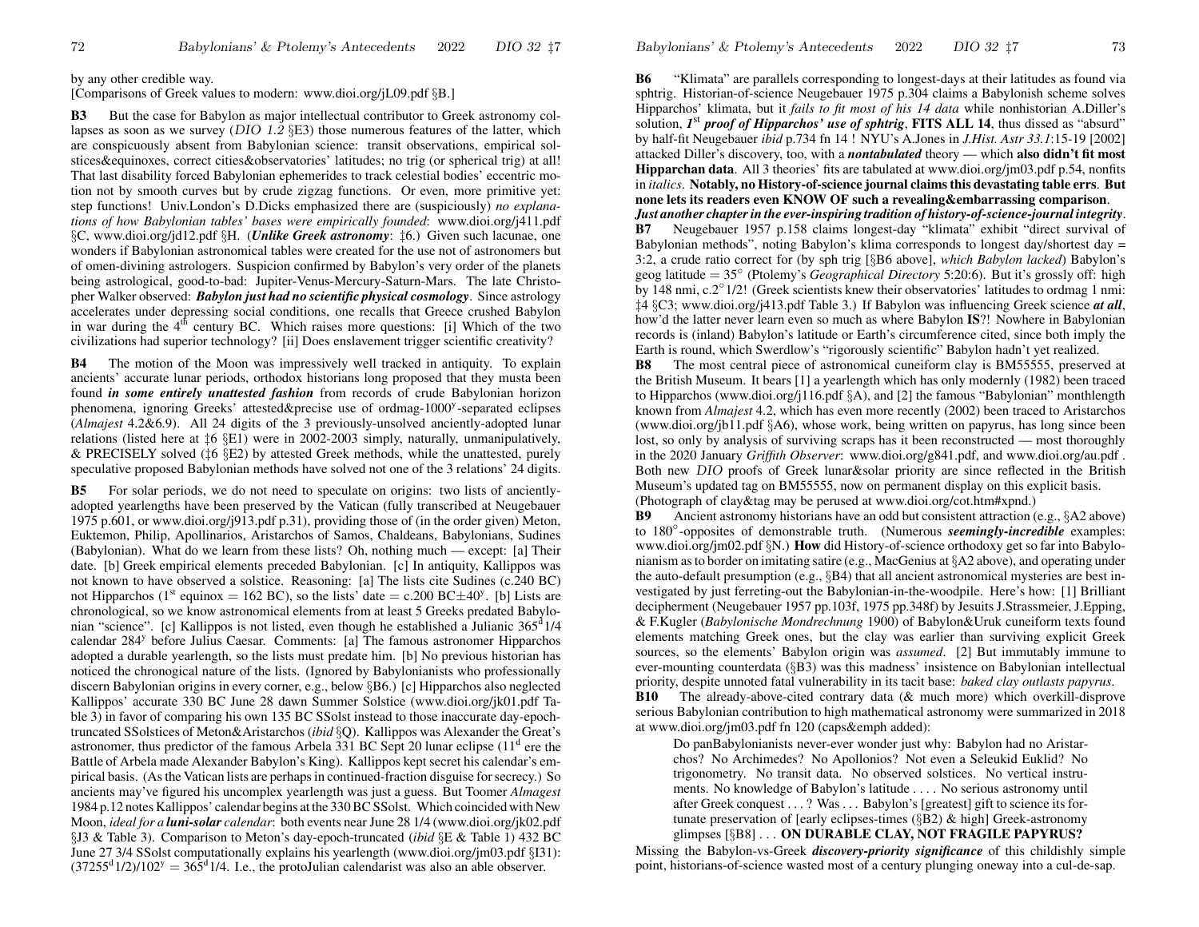by any other credible way.

[Comparisons of Greek values to modern: www.dioi.org/jL09.pdf §B.]

**B3** But the case for Babylon as major intellectual contributor to Greek astronomy collapses as soon as we survey (*DIO 1.2* §E3) those numerous features of the latter, which are conspicuously absent from Babylonian science: transit observations, empirical solstices&equinoxes, correct cities&observatories' latitudes; no trig (or spherical trig) at all! That last disability forced Babylonian ephemerides to track celestial bodies' eccentric motion not by smooth curves but by crude zigzag functions. Or even, more primitive yet: step functions! Univ.London's D.Dicks emphasized there are (suspiciously) *no explanations of how Babylonian tables' bases were empirically founded*: www.dioi.org/j411.pdf §C, www.dioi.org/jd12.pdf §H. (***Unlike Greek astronomy***: ‡6.) Given such lacunae, one wonders if Babylonian astronomical tables were created for the use not of astronomers but of omen-divining astrologers. Suspicion confirmed by Babylon's very order of the planets being astrological, good-to-bad: Jupiter-Venus-Mercury-Saturn-Mars. The late Christopher Walker observed: ***Babylon just had no scientific physical cosmology***. Since astrology accelerates under depressing social conditions, one recalls that Greece crushed Babylon in war during the 4th century BC. Which raises more questions: [i] Which of the two civilizations had superior technology? [ii] Does enslavement trigger scientific creativity?

**B4** The motion of the Moon was impressively well tracked in antiquity. To explain ancients' accurate lunar periods, orthodox historians long proposed that they musta been found ***in some entirely unattested fashion*** from records of crude Babylonian horizon phenomena, ignoring Greeks' attested&precise use of ordmag-1000y-separated eclipses (*Almajest* 4.2&6.9). All 24 digits of the 3 previously-unsolved anciently-adopted lunar relations (listed here at ‡6 §E1) were in 2002-2003 simply, naturally, unmanipulatively, & PRECISELY solved (‡6 §E2) by attested Greek methods, while the unattested, purely speculative proposed Babylonian methods have solved not one of the 3 relations' 24 digits.

**B5** For solar periods, we do not need to speculate on origins: two lists of anciently-adopted yearlengths have been preserved by the Vatican (fully transcribed at Neugebauer 1975 p.601, or www.dioi.org/j913.pdf p.31), providing those of (in the order given) Meton, Euktemon, Philip, Apollinarios, Aristarchos of Samos, Chaldeans, Babylonians, Sudines (Babylonian). What do we learn from these lists? Oh, nothing much — except: [a] Their date. [b] Greek empirical elements preceded Babylonian. [c] In antiquity, Kallippos was not known to have observed a solstice. Reasoning: [a] The lists cite Sudines (c.240 BC) not Hipparchos (1st equinox = 162 BC), so the lists' date = c.200 BC±40y. [b] Lists are chronological, so we know astronomical elements from at least 5 Greeks predated Babylonian "science". [c] Kallippos is not listed, even though he established a Julianic 365d 1/4 calendar 284y before Julius Caesar. Comments: [a] The famous astronomer Hipparchos adopted a durable yearlength, so the lists must predate him. [b] No previous historian has noticed the chronogical nature of the lists. (Ignored by Babylonianists who professionally discern Babylonian origins in every corner, e.g., below §B6.) [c] Hipparchos also neglected Kallippos' accurate 330 BC June 28 dawn Summer Solstice (www.dioi.org/jk01.pdf Table 3) in favor of comparing his own 135 BC SSolst instead to those inaccurate day-epoch-truncated SSolstices of Meton&Aristarchos (*ibid* §Q). Kallippos was Alexander the Great's astronomer, thus predictor of the famous Arbela 331 BC Sept 20 lunar eclipse (11d ere the Battle of Arbela made Alexander Babylon's King). Kallippos kept secret his calendar's empirical basis. (As the Vatican lists are perhaps in continued-fraction disguise for secrecy.) So ancients may've figured his uncomplex yearlength was just a guess. But Toomer *Almagest* 1984 p.12 notes Kallippos' calendar begins at the 330 BC SSolst. Which coincided with New Moon, *ideal for a **luni-solar** calendar*: both events near June 28 1/4 (www.dioi.org/jk02.pdf §J3 & Table 3). Comparison to Meton's day-epoch-truncated (*ibid* §E & Table 1) 432 BC June 27 3/4 SSolst computationally explains his yearlength (www.dioi.org/jm03.pdf §I31): $(37255^{d}1/2)/102^{y} = 365^{d}1/4$. I.e., the protoJulian calendarist was also an able observer.

**B6** "Klimata" are parallels corresponding to longest-days at their latitudes as found via sphtrig. Historian-of-science Neugebauer 1975 p.304 claims a Babylonish scheme solves Hipparchos' klimata, but it *fails to fit most of his 14 data* while nonhistorian A.Diller's solution, ***1st proof of Hipparchos' use of sphtrig***, **FITS ALL 14**, thus dissed as "absurd" by half-fit Neugebauer *ibid* p.734 fn 14 ! NYU's A.Jones in *J.Hist. Astr 33.1*:15-19 [2002] attacked Diller's discovery, too, with a ***nontabulated*** theory — which **also didn't fit most Hipparchan data**. All 3 theories' fits are tabulated at www.dioi.org/jm03.pdf p.54, nonfits in *italics*. **Notably, no History-of-science journal claims this devastating table errs**. **But none lets its readers even KNOW OF such a revealing&embarrassing comparison**. ***Just another chapter in the ever-inspiring tradition of history-of-science-journal integrity***.

**B7** Neugebauer 1957 p.158 claims longest-day "klimata" exhibit "direct survival of Babylonian methods", noting Babylon's klima corresponds to longest day/shortest day = 3:2, a crude ratio correct for (by sph trig [§B6 above], *which Babylon lacked*) Babylon's geog latitude = 35° (Ptolemy's *Geographical Directory* 5:20:6). But it's grossly off: high by 148 nmi, c.2° 1/2! (Greek scientists knew their observatories' latitudes to ordmag 1 nmi: ‡4 §C3; www.dioi.org/j413.pdf Table 3.) If Babylon was influencing Greek science ***at all***, how'd the latter never learn even so much as where Babylon **IS**?! Nowhere in Babylonian records is (inland) Babylon's latitude or Earth's circumference cited, since both imply the Earth is round, which Swerdlow's "rigorously scientific" Babylon hadn't yet realized.

**B8** The most central piece of astronomical cuneiform clay is BM55555, preserved at the British Museum. It bears [1] a yearlength which has only modernly (1982) been traced to Hipparchos (www.dioi.org/j116.pdf §A), and [2] the famous "Babylonian" monthlength known from *Almajest* 4.2, which has even more recently (2002) been traced to Aristarchos (www.dioi.org/jb11.pdf §A6), whose work, being written on papyrus, has long since been lost, so only by analysis of surviving scraps has it been reconstructed — most thoroughly in the 2020 January *Griffith Observer*: www.dioi.org/g841.pdf, and www.dioi.org/au.pdf . Both new *DIO* proofs of Greek lunar&solar priority are since reflected in the British Museum's updated tag on BM55555, now on permanent display on this explicit basis. (Photograph of clay&tag may be perused at www.dioi.org/cot.htm#xpnd.)

**B9** Ancient astronomy historians have an odd but consistent attraction (e.g., §A2 above) to 180°-opposites of demonstrable truth. (Numerous ***seemingly-incredible*** examples: www.dioi.org/jm02.pdf §N.) **How** did History-of-science orthodoxy get so far into Babylonianism as to border on imitating satire (e.g., MacGenius at §A2 above), and operating under the auto-default presumption (e.g., §B4) that all ancient astronomical mysteries are best investigated by just ferreting-out the Babylonian-in-the-woodpile. Here's how: [1] Brilliant decipherment (Neugebauer 1957 pp.103f, 1975 pp.348f) by Jesuits J.Strassmeier, J.Epping, & F.Kugler (*Babylonische Mondrechnung* 1900) of Babylon&Uruk cuneiform texts found elements matching Greek ones, but the clay was earlier than surviving explicit Greek sources, so the elements' Babylon origin was *assumed*. [2] But immutably immune to ever-mounting counterdata (§B3) was this madness' insistence on Babylonian intellectual priority, despite unnoted fatal vulnerability in its tacit base: *baked clay outlasts papyrus*.

**B10** The already-above-cited contrary data (& much more) which overkill-disprove serious Babylonian contribution to high mathematical astronomy were summarized in 2018 at www.dioi.org/jm03.pdf fn 120 (caps&emph added):

> Do panBabylonianists never-ever wonder just why: Babylon had no Aristarchos? No Archimedes? No Apollonios? Not even a Seleukid Euklid? No trigonometry. No transit data. No observed solstices. No vertical instruments. No knowledge of Babylon's latitude . . . . No serious astronomy until after Greek conquest . . . ? Was . . . Babylon's [greatest] gift to science its fortunate preservation of [early eclipses-times (§B2) & high] Greek-astronomy glimpses [§B8] . . . **ON DURABLE CLAY, NOT FRAGILE PAPYRUS?**

Missing the Babylon-vs-Greek ***discovery-priority significance*** of this childishly simple point, historians-of-science wasted most of a century plunging oneway into a cul-de-sap.